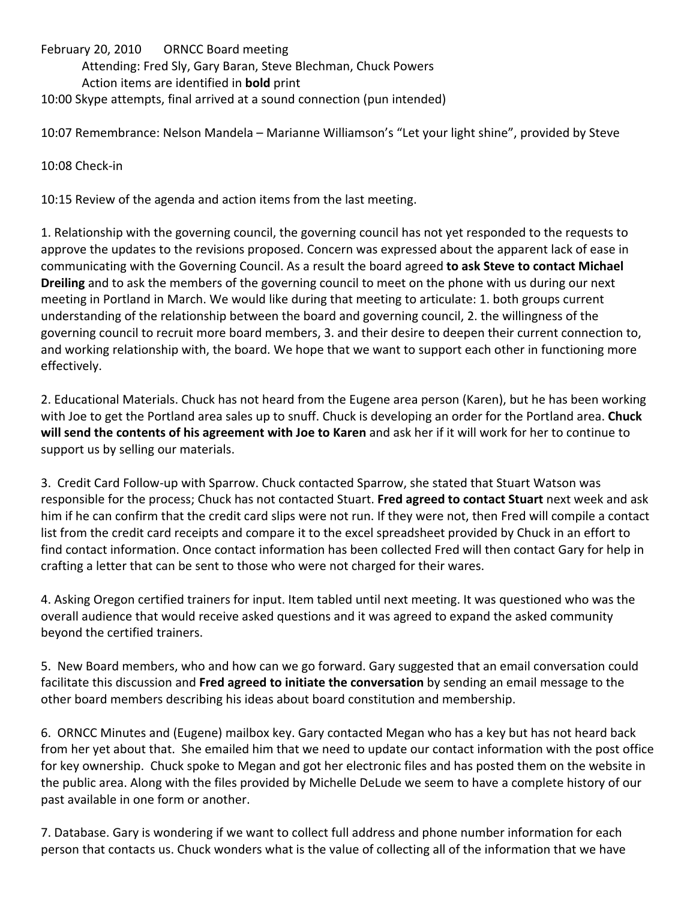February 20, 2010    ORNCC Board meeting

Attending: Fred Sly, Gary Baran, Steve Blechman, Chuck Powers

Action items are identified in **bold** print

10:00 Skype attempts, final arrived at a sound connection (pun intended)

10:07 Remembrance: Nelson Mandela – Marianne Williamson's "Let your light shine", provided by Steve

10:08 Check-in

10:15 Review of the agenda and action items from the last meeting.

1. Relationship with the governing council, the governing council has not yet responded to the requests to approve the updates to the revisions proposed. Concern was expressed about the apparent lack of ease in communicating with the Governing Council. As a result the board agreed **to ask Steve to contact Michael Dreiling** and to ask the members of the governing council to meet on the phone with us during our next meeting in Portland in March. We would like during that meeting to articulate: 1. both groups current understanding of the relationship between the board and governing council, 2. the willingness of the governing council to recruit more board members, 3. and their desire to deepen their current connection to, and working relationship with, the board. We hope that we want to support each other in functioning more effectively.

2. Educational Materials. Chuck has not heard from the Eugene area person (Karen), but he has been working with Joe to get the Portland area sales up to snuff. Chuck is developing an order for the Portland area. **Chuck will send the contents of his agreement with Joe to Karen** and ask her if it will work for her to continue to support us by selling our materials.

3. Credit Card Follow-up with Sparrow. Chuck contacted Sparrow, she stated that Stuart Watson was responsible for the process; Chuck has not contacted Stuart. **Fred agreed to contact Stuart** next week and ask him if he can confirm that the credit card slips were not run. If they were not, then Fred will compile a contact list from the credit card receipts and compare it to the excel spreadsheet provided by Chuck in an effort to find contact information. Once contact information has been collected Fred will then contact Gary for help in crafting a letter that can be sent to those who were not charged for their wares.

4. Asking Oregon certified trainers for input. Item tabled until next meeting. It was questioned who was the overall audience that would receive asked questions and it was agreed to expand the asked community beyond the certified trainers.

5. New Board members, who and how can we go forward. Gary suggested that an email conversation could facilitate this discussion and **Fred agreed to initiate the conversation** by sending an email message to the other board members describing his ideas about board constitution and membership.

6. ORNCC Minutes and (Eugene) mailbox key. Gary contacted Megan who has a key but has not heard back from her yet about that. She emailed him that we need to update our contact information with the post office for key ownership. Chuck spoke to Megan and got her electronic files and has posted them on the website in the public area. Along with the files provided by Michelle DeLude we seem to have a complete history of our past available in one form or another.

7. Database. Gary is wondering if we want to collect full address and phone number information for each person that contacts us. Chuck wonders what is the value of collecting all of the information that we have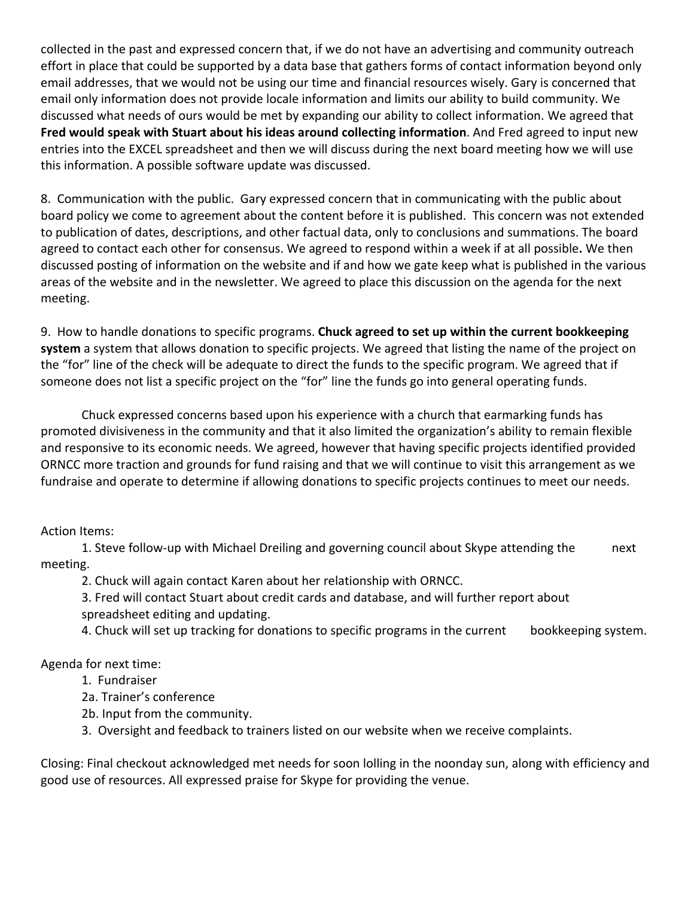collected in the past and expressed concern that, if we do not have an advertising and community outreach effort in place that could be supported by a data base that gathers forms of contact information beyond only email addresses, that we would not be using our time and financial resources wisely. Gary is concerned that email only information does not provide locale information and limits our ability to build community. We discussed what needs of ours would be met by expanding our ability to collect information. We agreed that **Fred would speak with Stuart about his ideas around collecting information**. And Fred agreed to input new entries into the EXCEL spreadsheet and then we will discuss during the next board meeting how we will use this information. A possible software update was discussed.

8. Communication with the public. Gary expressed concern that in communicating with the public about board policy we come to agreement about the content before it is published. This concern was not extended to publication of dates, descriptions, and other factual data, only to conclusions and summations. The board agreed to contact each other for consensus. We agreed to respond within a week if at all possible**.** We then discussed posting of information on the website and if and how we gate keep what is published in the various areas of the website and in the newsletter. We agreed to place this discussion on the agenda for the next meeting.

9. How to handle donations to specific programs. **Chuck agreed to set up within the current bookkeeping system** a system that allows donation to specific projects. We agreed that listing the name of the project on the "for" line of the check will be adequate to direct the funds to the specific program. We agreed that if someone does not list a specific project on the "for" line the funds go into general operating funds.

Chuck expressed concerns based upon his experience with a church that earmarking funds has promoted divisiveness in the community and that it also limited the organization's ability to remain flexible and responsive to its economic needs. We agreed, however that having specific projects identified provided ORNCC more traction and grounds for fund raising and that we will continue to visit this arrangement as we fundraise and operate to determine if allowing donations to specific projects continues to meet our needs.

Action Items:

1. Steve follow-up with Michael Dreiling and governing council about Skype attending the next meeting.
2. Chuck will again contact Karen about her relationship with ORNCC.
3. Fred will contact Stuart about credit cards and database, and will further report about spreadsheet editing and updating.
4. Chuck will set up tracking for donations to specific programs in the current bookkeeping system.

Agenda for next time:

1. Fundraiser

2a. Trainer's conference

2b. Input from the community.

3. Oversight and feedback to trainers listed on our website when we receive complaints.

Closing: Final checkout acknowledged met needs for soon lolling in the noonday sun, along with efficiency and good use of resources. All expressed praise for Skype for providing the venue.